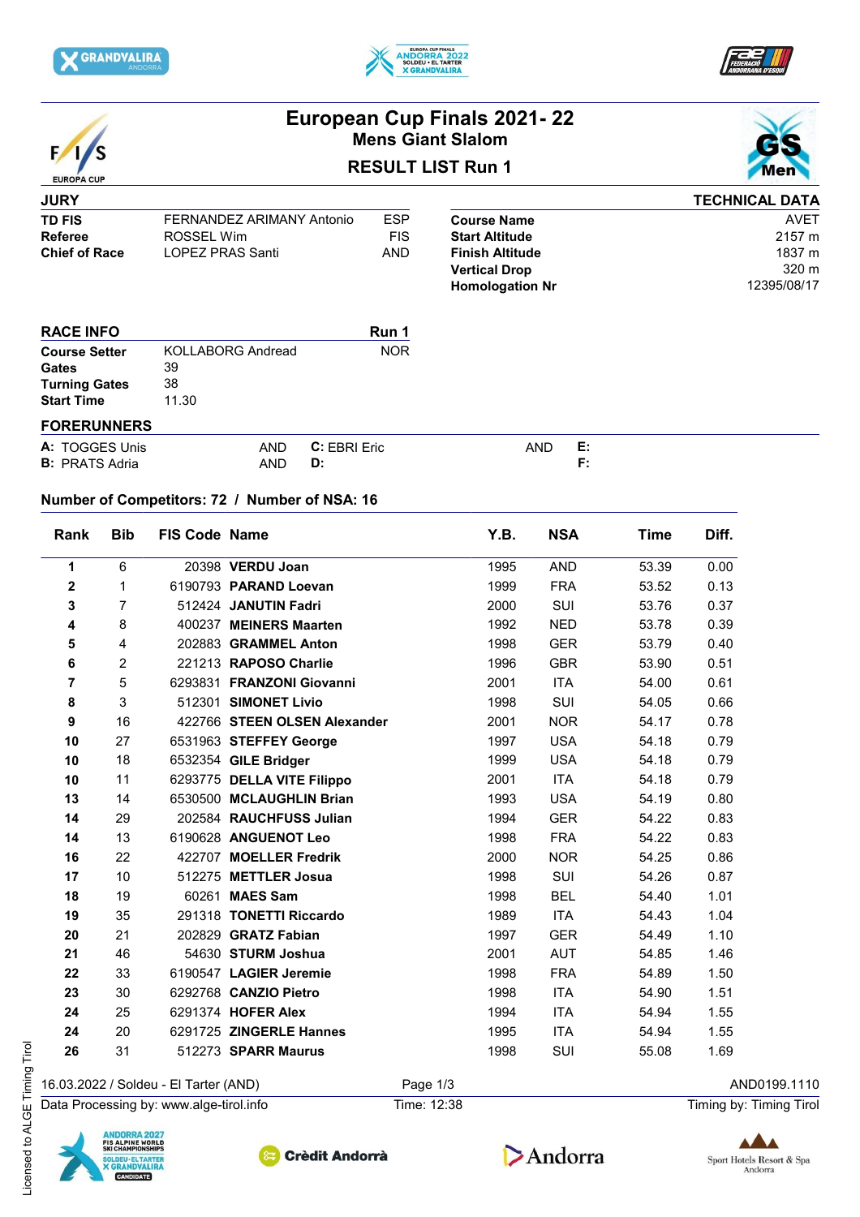# European Cup Finals 2021- 22

## Mens Giant Slalom

## RESULT LIST Run 1

EUROPA CUP

GS Men

### JURY

| | | |
|---|---|---|
| **TD FIS** | FERNANDEZ ARIMANY Antonio | ESP |
| **Referee** | ROSSEL Wim | FIS |
| **Chief of Race** | LOPEZ PRAS Santi | AND |

### TECHNICAL DATA

| | |
|---|---|
| **Course Name** | AVET |
| **Start Altitude** | 2157 m |
| **Finish Altitude** | 1837 m |
| **Vertical Drop** | 320 m |
| **Homologation Nr** | 12395/08/17 |

### RACE INFO

| | Run 1 | |
|---|---|---|
| **Course Setter** | KOLLABORG Andread | NOR |
| **Gates** | 39 | |
| **Turning Gates** | 38 | |
| **Start Time** | 11.30 | |

### FORERUNNERS

| | | | | | |
|---|---|---|---|---|---|
| **A:** TOGGES Unis | AND | **C:** EBRI Eric | AND | **E:** | |
| **B:** PRATS Adria | AND | **D:** | | **F:** | |

**Number of Competitors: 72 / Number of NSA: 16**

| Rank | Bib | FIS Code | Name | Y.B. | NSA | Time | Diff. |
|---|---|---|---|---|---|---|---|
| 1 | 6 | 20398 | **VERDU Joan** | 1995 | AND | 53.39 | 0.00 |
| 2 | 1 | 6190793 | **PARAND Loevan** | 1999 | FRA | 53.52 | 0.13 |
| 3 | 7 | 512424 | **JANUTIN Fadri** | 2000 | SUI | 53.76 | 0.37 |
| 4 | 8 | 400237 | **MEINERS Maarten** | 1992 | NED | 53.78 | 0.39 |
| 5 | 4 | 202883 | **GRAMMEL Anton** | 1998 | GER | 53.79 | 0.40 |
| 6 | 2 | 221213 | **RAPOSO Charlie** | 1996 | GBR | 53.90 | 0.51 |
| 7 | 5 | 6293831 | **FRANZONI Giovanni** | 2001 | ITA | 54.00 | 0.61 |
| 8 | 3 | 512301 | **SIMONET Livio** | 1998 | SUI | 54.05 | 0.66 |
| 9 | 16 | 422766 | **STEEN OLSEN Alexander** | 2001 | NOR | 54.17 | 0.78 |
| 10 | 27 | 6531963 | **STEFFEY George** | 1997 | USA | 54.18 | 0.79 |
| 10 | 18 | 6532354 | **GILE Bridger** | 1999 | USA | 54.18 | 0.79 |
| 10 | 11 | 6293775 | **DELLA VITE Filippo** | 2001 | ITA | 54.18 | 0.79 |
| 13 | 14 | 6530500 | **MCLAUGHLIN Brian** | 1993 | USA | 54.19 | 0.80 |
| 14 | 29 | 202584 | **RAUCHFUSS Julian** | 1994 | GER | 54.22 | 0.83 |
| 14 | 13 | 6190628 | **ANGUENOT Leo** | 1998 | FRA | 54.22 | 0.83 |
| 16 | 22 | 422707 | **MOELLER Fredrik** | 2000 | NOR | 54.25 | 0.86 |
| 17 | 10 | 512275 | **METTLER Josua** | 1998 | SUI | 54.26 | 0.87 |
| 18 | 19 | 60261 | **MAES Sam** | 1998 | BEL | 54.40 | 1.01 |
| 19 | 35 | 291318 | **TONETTI Riccardo** | 1989 | ITA | 54.43 | 1.04 |
| 20 | 21 | 202829 | **GRATZ Fabian** | 1997 | GER | 54.49 | 1.10 |
| 21 | 46 | 54630 | **STURM Joshua** | 2001 | AUT | 54.85 | 1.46 |
| 22 | 33 | 6190547 | **LAGIER Jeremie** | 1998 | FRA | 54.89 | 1.50 |
| 23 | 30 | 6292768 | **CANZIO Pietro** | 1998 | ITA | 54.90 | 1.51 |
| 24 | 25 | 6291374 | **HOFER Alex** | 1994 | ITA | 54.94 | 1.55 |
| 24 | 20 | 6291725 | **ZINGERLE Hannes** | 1995 | ITA | 54.94 | 1.55 |
| 26 | 31 | 512273 | **SPARR Maurus** | 1998 | SUI | 55.08 | 1.69 |

16.03.2022 / Soldeu - El Tarter (AND) | AND0199.1110

Data Processing by: www.alge-tirol.info | Time: 12:38 | Timing by: Timing Tirol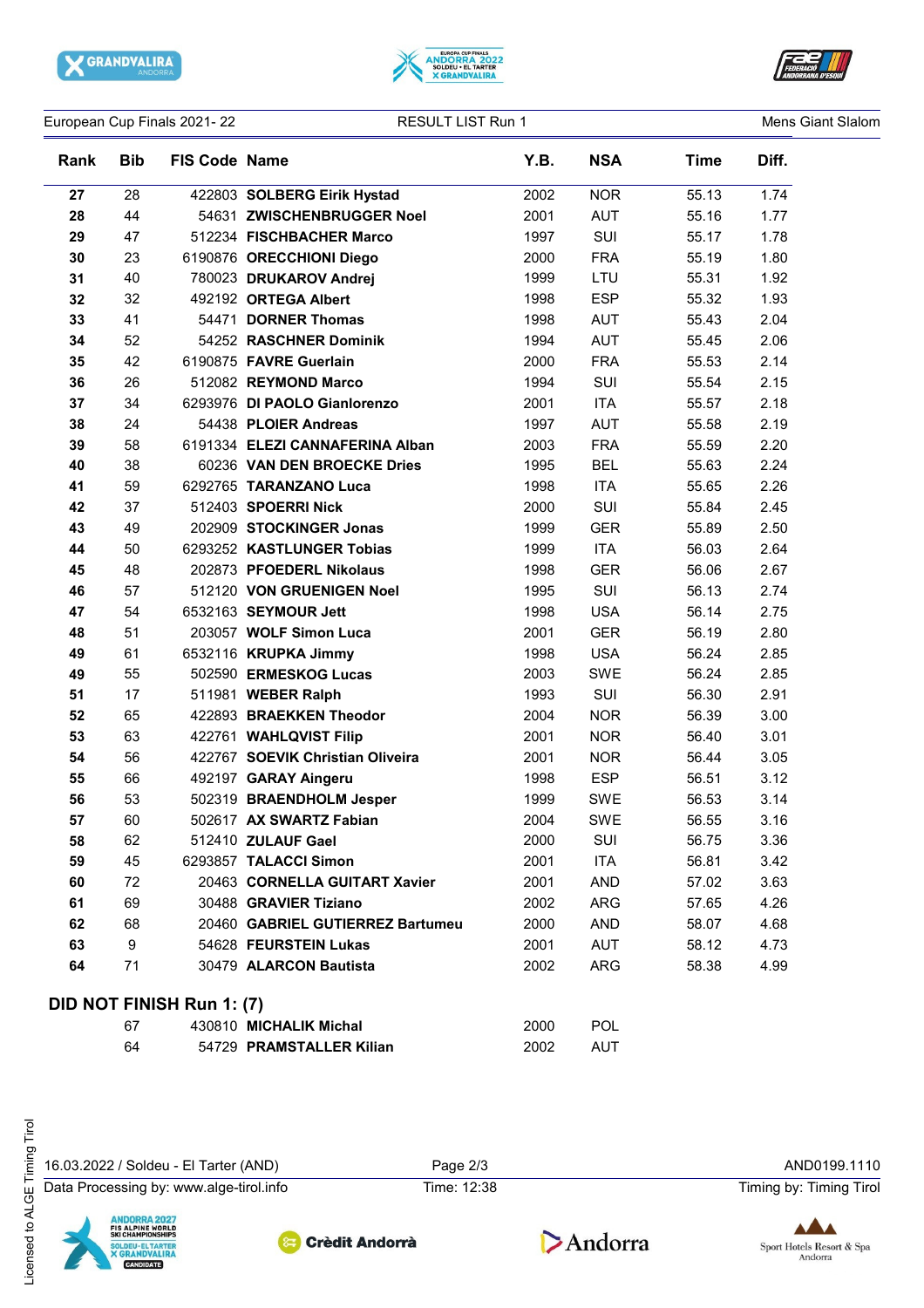European Cup Finals 2021- 22 | RESULT LIST Run 1 | Mens Giant Slalom

| Rank | Bib | FIS Code | Name | Y.B. | NSA | Time | Diff. |
|---|---|---|---|---|---|---|---|
| 27 | 28 | 422803 | **SOLBERG Eirik Hystad** | 2002 | NOR | 55.13 | 1.74 |
| 28 | 44 | 54631 | **ZWISCHENBRUGGER Noel** | 2001 | AUT | 55.16 | 1.77 |
| 29 | 47 | 512234 | **FISCHBACHER Marco** | 1997 | SUI | 55.17 | 1.78 |
| 30 | 23 | 6190876 | **ORECCHIONI Diego** | 2000 | FRA | 55.19 | 1.80 |
| 31 | 40 | 780023 | **DRUKAROV Andrej** | 1999 | LTU | 55.31 | 1.92 |
| 32 | 32 | 492192 | **ORTEGA Albert** | 1998 | ESP | 55.32 | 1.93 |
| 33 | 41 | 54471 | **DORNER Thomas** | 1998 | AUT | 55.43 | 2.04 |
| 34 | 52 | 54252 | **RASCHNER Dominik** | 1994 | AUT | 55.45 | 2.06 |
| 35 | 42 | 6190875 | **FAVRE Guerlain** | 2000 | FRA | 55.53 | 2.14 |
| 36 | 26 | 512082 | **REYMOND Marco** | 1994 | SUI | 55.54 | 2.15 |
| 37 | 34 | 6293976 | **DI PAOLO Gianlorenzo** | 2001 | ITA | 55.57 | 2.18 |
| 38 | 24 | 54438 | **PLOIER Andreas** | 1997 | AUT | 55.58 | 2.19 |
| 39 | 58 | 6191334 | **ELEZI CANNAFERINA Alban** | 2003 | FRA | 55.59 | 2.20 |
| 40 | 38 | 60236 | **VAN DEN BROECKE Dries** | 1995 | BEL | 55.63 | 2.24 |
| 41 | 59 | 6292765 | **TARANZANO Luca** | 1998 | ITA | 55.65 | 2.26 |
| 42 | 37 | 512403 | **SPOERRI Nick** | 2000 | SUI | 55.84 | 2.45 |
| 43 | 49 | 202909 | **STOCKINGER Jonas** | 1999 | GER | 55.89 | 2.50 |
| 44 | 50 | 6293252 | **KASTLUNGER Tobias** | 1999 | ITA | 56.03 | 2.64 |
| 45 | 48 | 202873 | **PFOEDERL Nikolaus** | 1998 | GER | 56.06 | 2.67 |
| 46 | 57 | 512120 | **VON GRUENIGEN Noel** | 1995 | SUI | 56.13 | 2.74 |
| 47 | 54 | 6532163 | **SEYMOUR Jett** | 1998 | USA | 56.14 | 2.75 |
| 48 | 51 | 203057 | **WOLF Simon Luca** | 2001 | GER | 56.19 | 2.80 |
| 49 | 61 | 6532116 | **KRUPKA Jimmy** | 1998 | USA | 56.24 | 2.85 |
| 49 | 55 | 502590 | **ERMESKOG Lucas** | 2003 | SWE | 56.24 | 2.85 |
| 51 | 17 | 511981 | **WEBER Ralph** | 1993 | SUI | 56.30 | 2.91 |
| 52 | 65 | 422893 | **BRAEKKEN Theodor** | 2004 | NOR | 56.39 | 3.00 |
| 53 | 63 | 422761 | **WAHLQVIST Filip** | 2001 | NOR | 56.40 | 3.01 |
| 54 | 56 | 422767 | **SOEVIK Christian Oliveira** | 2001 | NOR | 56.44 | 3.05 |
| 55 | 66 | 492197 | **GARAY Aingeru** | 1998 | ESP | 56.51 | 3.12 |
| 56 | 53 | 502319 | **BRAENDHOLM Jesper** | 1999 | SWE | 56.53 | 3.14 |
| 57 | 60 | 502617 | **AX SWARTZ Fabian** | 2004 | SWE | 56.55 | 3.16 |
| 58 | 62 | 512410 | **ZULAUF Gael** | 2000 | SUI | 56.75 | 3.36 |
| 59 | 45 | 6293857 | **TALACCI Simon** | 2001 | ITA | 56.81 | 3.42 |
| 60 | 72 | 20463 | **CORNELLA GUITART Xavier** | 2001 | AND | 57.02 | 3.63 |
| 61 | 69 | 30488 | **GRAVIER Tiziano** | 2002 | ARG | 57.65 | 4.26 |
| 62 | 68 | 20460 | **GABRIEL GUTIERREZ Bartumeu** | 2000 | AND | 58.07 | 4.68 |
| 63 | 9 | 54628 | **FEURSTEIN Lukas** | 2001 | AUT | 58.12 | 4.73 |
| 64 | 71 | 30479 | **ALARCON Bautista** | 2002 | ARG | 58.38 | 4.99 |

## DID NOT FINISH Run 1: (7)

| Bib | FIS Code | Name | Y.B. | NSA |
|---|---|---|---|---|
| 67 | 430810 | **MICHALIK Michal** | 2000 | POL |
| 64 | 54729 | **PRAMSTALLER Kilian** | 2002 | AUT |

16.03.2022 / Soldeu - El Tarter (AND) | AND0199.1110

Data Processing by: www.alge-tirol.info | Time: 12:38 | Timing by: Timing Tirol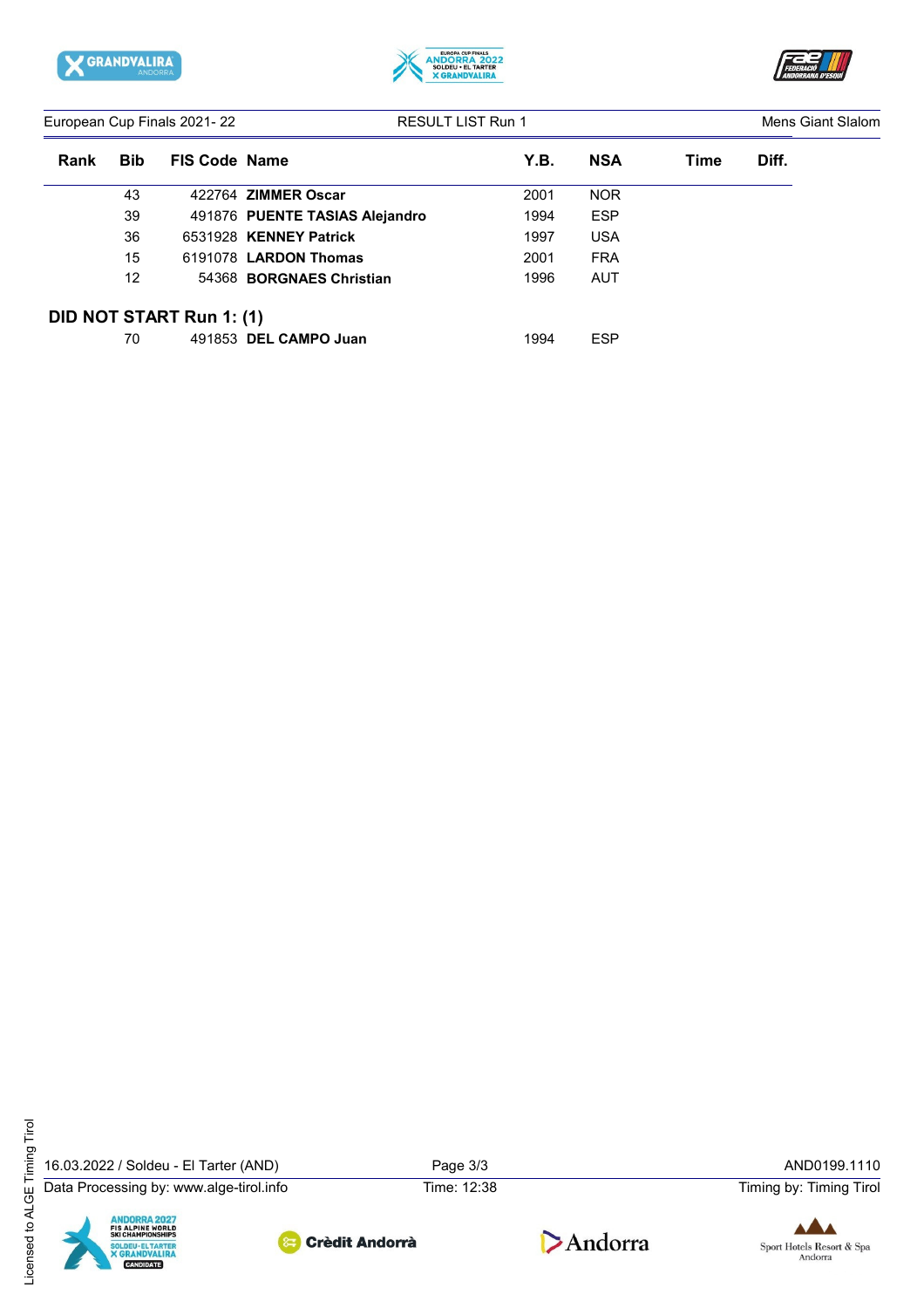European Cup Finals 2021- 22 — RESULT LIST Run 1 — Mens Giant Slalom

| Rank | Bib | FIS Code | Name | Y.B. | NSA | Time | Diff. |
|---|---|---|---|---|---|---|---|
| | 43 | 422764 | **ZIMMER Oscar** | 2001 | NOR | | |
| | 39 | 491876 | **PUENTE TASIAS Alejandro** | 1994 | ESP | | |
| | 36 | 6531928 | **KENNEY Patrick** | 1997 | USA | | |
| | 15 | 6191078 | **LARDON Thomas** | 2001 | FRA | | |
| | 12 | 54368 | **BORGNAES Christian** | 1996 | AUT | | |

## DID NOT START Run 1: (1)

| Rank | Bib | FIS Code | Name | Y.B. | NSA | Time | Diff. |
|---|---|---|---|---|---|---|---|
| | 70 | 491853 | **DEL CAMPO Juan** | 1994 | ESP | | |

16.03.2022 / Soldeu - El Tarter (AND) — AND0199.1110

Data Processing by: www.alge-tirol.info — Time: 12:38 — Timing by: Timing Tirol

Licensed to ALGE Timing Tirol